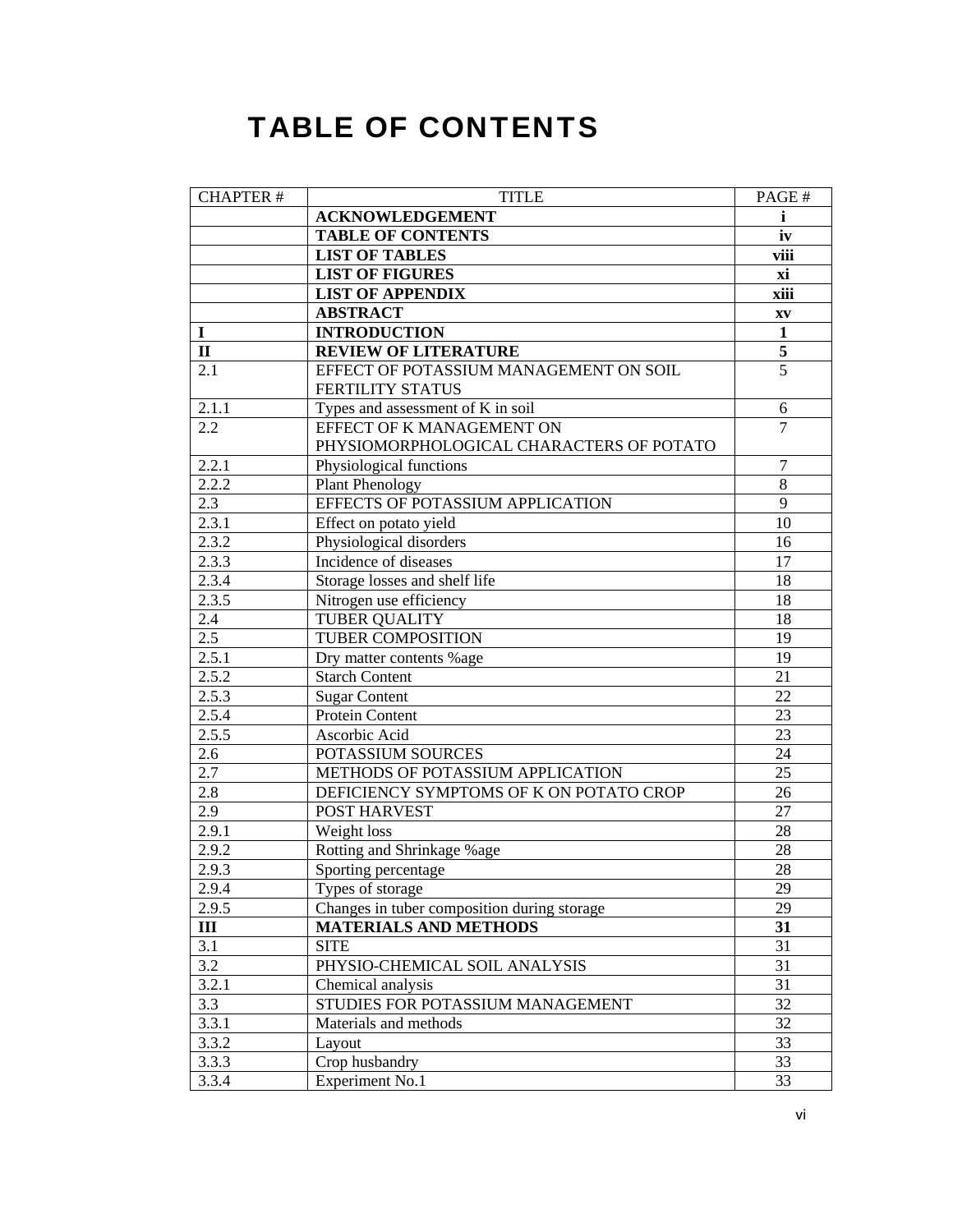# TABLE OF CONTENTS

| CHAPTER # | TITLE | PAGE # |
|---|---|---|
| | **ACKNOWLEDGEMENT** | **i** |
| | **TABLE OF CONTENTS** | **iv** |
| | **LIST OF TABLES** | **viii** |
| | **LIST OF FIGURES** | **xi** |
| | **LIST OF APPENDIX** | **xiii** |
| | **ABSTRACT** | **xv** |
| **I** | **INTRODUCTION** | **1** |
| **II** | **REVIEW OF LITERATURE** | **5** |
| 2.1 | EFFECT OF POTASSIUM MANAGEMENT ON SOIL FERTILITY STATUS | 5 |
| 2.1.1 | Types and assessment of K in soil | 6 |
| 2.2 | EFFECT OF K MANAGEMENT ON PHYSIOMORPHOLOGICAL CHARACTERS OF POTATO | 7 |
| 2.2.1 | Physiological functions | 7 |
| 2.2.2 | Plant Phenology | 8 |
| 2.3 | EFFECTS OF POTASSIUM APPLICATION | 9 |
| 2.3.1 | Effect on potato yield | 10 |
| 2.3.2 | Physiological disorders | 16 |
| 2.3.3 | Incidence of diseases | 17 |
| 2.3.4 | Storage losses and shelf life | 18 |
| 2.3.5 | Nitrogen use efficiency | 18 |
| 2.4 | TUBER QUALITY | 18 |
| 2.5 | TUBER COMPOSITION | 19 |
| 2.5.1 | Dry matter contents %age | 19 |
| 2.5.2 | Starch Content | 21 |
| 2.5.3 | Sugar Content | 22 |
| 2.5.4 | Protein Content | 23 |
| 2.5.5 | Ascorbic Acid | 23 |
| 2.6 | POTASSIUM SOURCES | 24 |
| 2.7 | METHODS OF POTASSIUM APPLICATION | 25 |
| 2.8 | DEFICIENCY SYMPTOMS OF K ON POTATO CROP | 26 |
| 2.9 | POST HARVEST | 27 |
| 2.9.1 | Weight loss | 28 |
| 2.9.2 | Rotting and Shrinkage %age | 28 |
| 2.9.3 | Sporting percentage | 28 |
| 2.9.4 | Types of storage | 29 |
| 2.9.5 | Changes in tuber composition during storage | 29 |
| **III** | **MATERIALS AND METHODS** | **31** |
| 3.1 | SITE | 31 |
| 3.2 | PHYSIO-CHEMICAL SOIL ANALYSIS | 31 |
| 3.2.1 | Chemical analysis | 31 |
| 3.3 | STUDIES FOR POTASSIUM MANAGEMENT | 32 |
| 3.3.1 | Materials and methods | 32 |
| 3.3.2 | Layout | 33 |
| 3.3.3 | Crop husbandry | 33 |
| 3.3.4 | Experiment No.1 | 33 |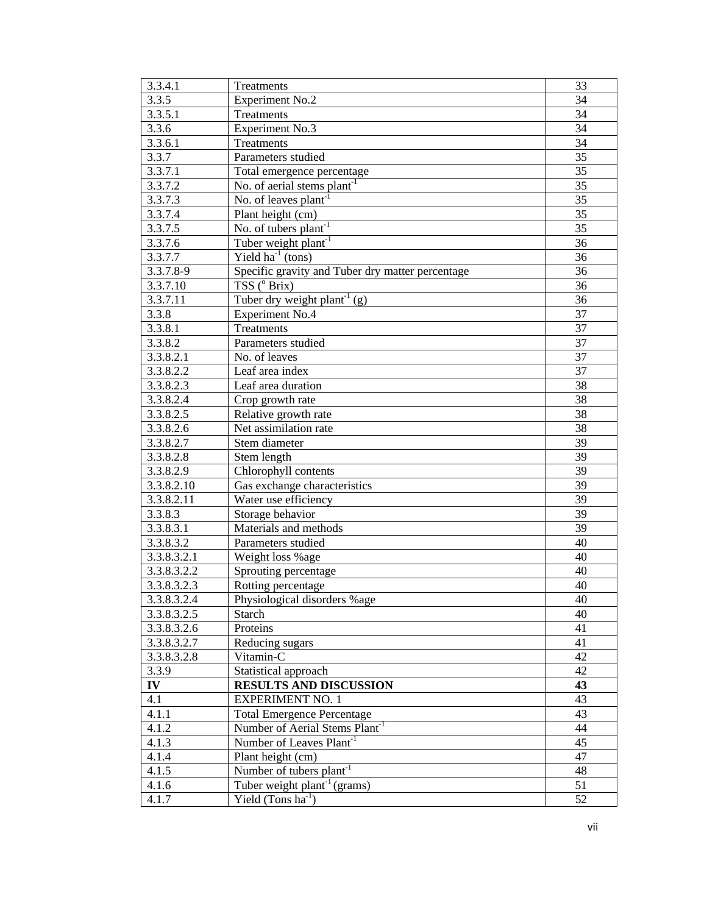| 3.3.4.1 | Treatments | 33 |
|---|---|---|
| 3.3.5 | Experiment No.2 | 34 |
| 3.3.5.1 | Treatments | 34 |
| 3.3.6 | Experiment No.3 | 34 |
| 3.3.6.1 | Treatments | 34 |
| 3.3.7 | Parameters studied | 35 |
| 3.3.7.1 | Total emergence percentage | 35 |
| 3.3.7.2 | No. of aerial stems plant$^{-1}$ | 35 |
| 3.3.7.3 | No. of leaves plant$^{-1}$ | 35 |
| 3.3.7.4 | Plant height (cm) | 35 |
| 3.3.7.5 | No. of tubers plant$^{-1}$ | 35 |
| 3.3.7.6 | Tuber weight plant$^{-1}$ | 36 |
| 3.3.7.7 | Yield ha$^{-1}$ (tons) | 36 |
| 3.3.7.8-9 | Specific gravity and Tuber dry matter percentage | 36 |
| 3.3.7.10 | TSS ($^{o}$ Brix) | 36 |
| 3.3.7.11 | Tuber dry weight plant$^{-1}$ (g) | 36 |
| 3.3.8 | Experiment No.4 | 37 |
| 3.3.8.1 | Treatments | 37 |
| 3.3.8.2 | Parameters studied | 37 |
| 3.3.8.2.1 | No. of leaves | 37 |
| 3.3.8.2.2 | Leaf area index | 37 |
| 3.3.8.2.3 | Leaf area duration | 38 |
| 3.3.8.2.4 | Crop growth rate | 38 |
| 3.3.8.2.5 | Relative growth rate | 38 |
| 3.3.8.2.6 | Net assimilation rate | 38 |
| 3.3.8.2.7 | Stem diameter | 39 |
| 3.3.8.2.8 | Stem length | 39 |
| 3.3.8.2.9 | Chlorophyll contents | 39 |
| 3.3.8.2.10 | Gas exchange characteristics | 39 |
| 3.3.8.2.11 | Water use efficiency | 39 |
| 3.3.8.3 | Storage behavior | 39 |
| 3.3.8.3.1 | Materials and methods | 39 |
| 3.3.8.3.2 | Parameters studied | 40 |
| 3.3.8.3.2.1 | Weight loss %age | 40 |
| 3.3.8.3.2.2 | Sprouting percentage | 40 |
| 3.3.8.3.2.3 | Rotting percentage | 40 |
| 3.3.8.3.2.4 | Physiological disorders %age | 40 |
| 3.3.8.3.2.5 | Starch | 40 |
| 3.3.8.3.2.6 | Proteins | 41 |
| 3.3.8.3.2.7 | Reducing sugars | 41 |
| 3.3.8.3.2.8 | Vitamin-C | 42 |
| 3.3.9 | Statistical approach | 42 |
| **IV** | **RESULTS AND DISCUSSION** | **43** |
| 4.1 | EXPERIMENT NO. 1 | 43 |
| 4.1.1 | Total Emergence Percentage | 43 |
| 4.1.2 | Number of Aerial Stems Plant$^{-1}$ | 44 |
| 4.1.3 | Number of Leaves Plant$^{-1}$ | 45 |
| 4.1.4 | Plant height (cm) | 47 |
| 4.1.5 | Number of tubers plant$^{-1}$ | 48 |
| 4.1.6 | Tuber weight plant$^{-1}$ (grams) | 51 |
| 4.1.7 | Yield (Tons ha$^{-1}$) | 52 |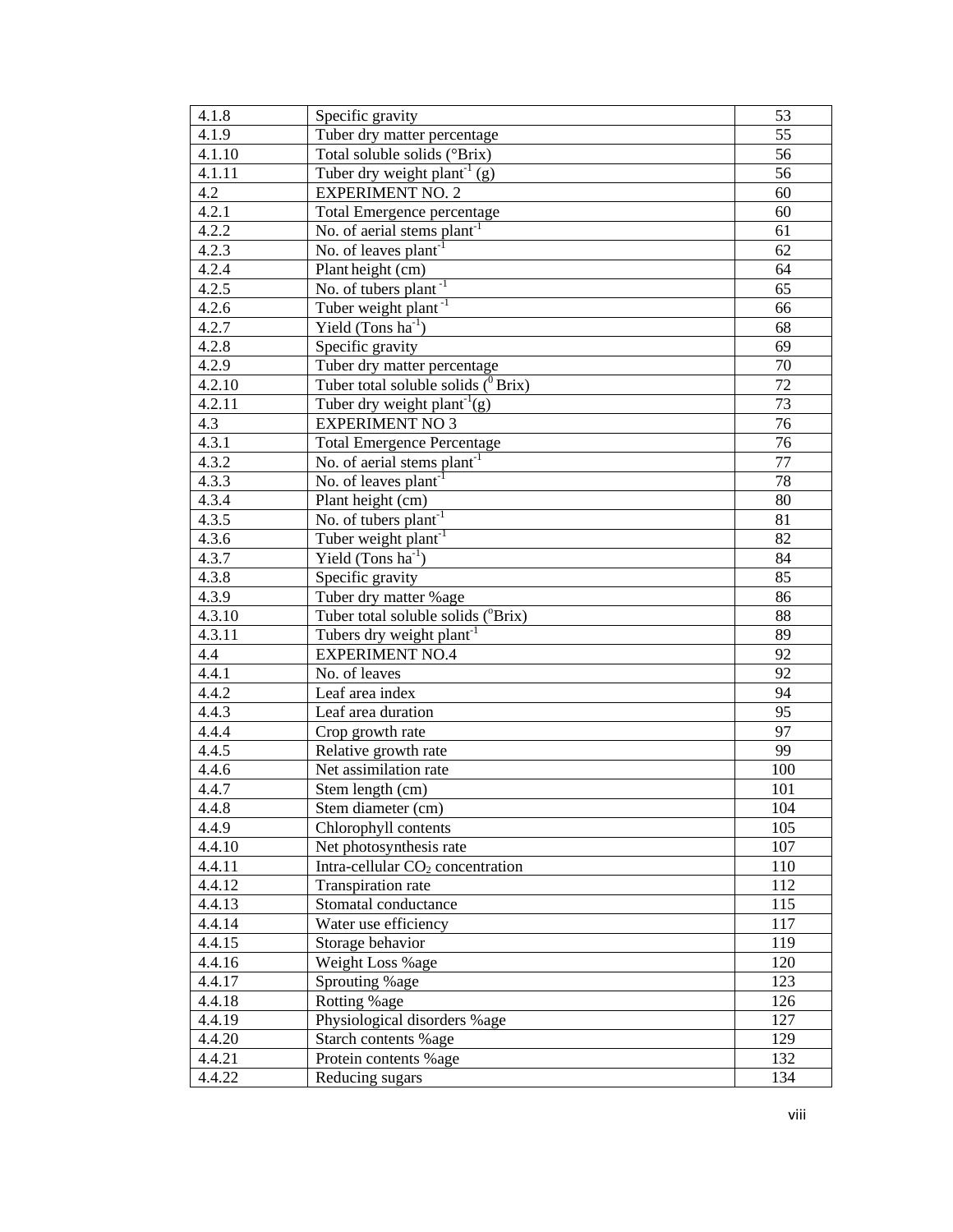| | | |
|---|---|---|
| 4.1.8 | Specific gravity | 53 |
| 4.1.9 | Tuber dry matter percentage | 55 |
| 4.1.10 | Total soluble solids (°Brix) | 56 |
| 4.1.11 | Tuber dry weight plant$^{-1}$ (g) | 56 |
| 4.2 | EXPERIMENT NO. 2 | 60 |
| 4.2.1 | Total Emergence percentage | 60 |
| 4.2.2 | No. of aerial stems plant$^{-1}$ | 61 |
| 4.2.3 | No. of leaves plant$^{-1}$ | 62 |
| 4.2.4 | Plant height (cm) | 64 |
| 4.2.5 | No. of tubers plant $^{-1}$ | 65 |
| 4.2.6 | Tuber weight plant $^{-1}$ | 66 |
| 4.2.7 | Yield (Tons ha$^{-1}$) | 68 |
| 4.2.8 | Specific gravity | 69 |
| 4.2.9 | Tuber dry matter percentage | 70 |
| 4.2.10 | Tuber total soluble solids ($^{0}$ Brix) | 72 |
| 4.2.11 | Tuber dry weight plant$^{-1}$(g) | 73 |
| 4.3 | EXPERIMENT NO 3 | 76 |
| 4.3.1 | Total Emergence Percentage | 76 |
| 4.3.2 | No. of aerial stems plant$^{-1}$ | 77 |
| 4.3.3 | No. of leaves plant$^{-1}$ | 78 |
| 4.3.4 | Plant height (cm) | 80 |
| 4.3.5 | No. of tubers plant$^{-1}$ | 81 |
| 4.3.6 | Tuber weight plant$^{-1}$ | 82 |
| 4.3.7 | Yield (Tons ha$^{-1}$) | 84 |
| 4.3.8 | Specific gravity | 85 |
| 4.3.9 | Tuber dry matter %age | 86 |
| 4.3.10 | Tuber total soluble solids ($^{o}$Brix) | 88 |
| 4.3.11 | Tubers dry weight plant$^{-1}$ | 89 |
| 4.4 | EXPERIMENT NO.4 | 92 |
| 4.4.1 | No. of leaves | 92 |
| 4.4.2 | Leaf area index | 94 |
| 4.4.3 | Leaf area duration | 95 |
| 4.4.4 | Crop growth rate | 97 |
| 4.4.5 | Relative growth rate | 99 |
| 4.4.6 | Net assimilation rate | 100 |
| 4.4.7 | Stem length (cm) | 101 |
| 4.4.8 | Stem diameter (cm) | 104 |
| 4.4.9 | Chlorophyll contents | 105 |
| 4.4.10 | Net photosynthesis rate | 107 |
| 4.4.11 | Intra-cellular $CO_2$ concentration | 110 |
| 4.4.12 | Transpiration rate | 112 |
| 4.4.13 | Stomatal conductance | 115 |
| 4.4.14 | Water use efficiency | 117 |
| 4.4.15 | Storage behavior | 119 |
| 4.4.16 | Weight Loss %age | 120 |
| 4.4.17 | Sprouting %age | 123 |
| 4.4.18 | Rotting %age | 126 |
| 4.4.19 | Physiological disorders %age | 127 |
| 4.4.20 | Starch contents %age | 129 |
| 4.4.21 | Protein contents %age | 132 |
| 4.4.22 | Reducing sugars | 134 |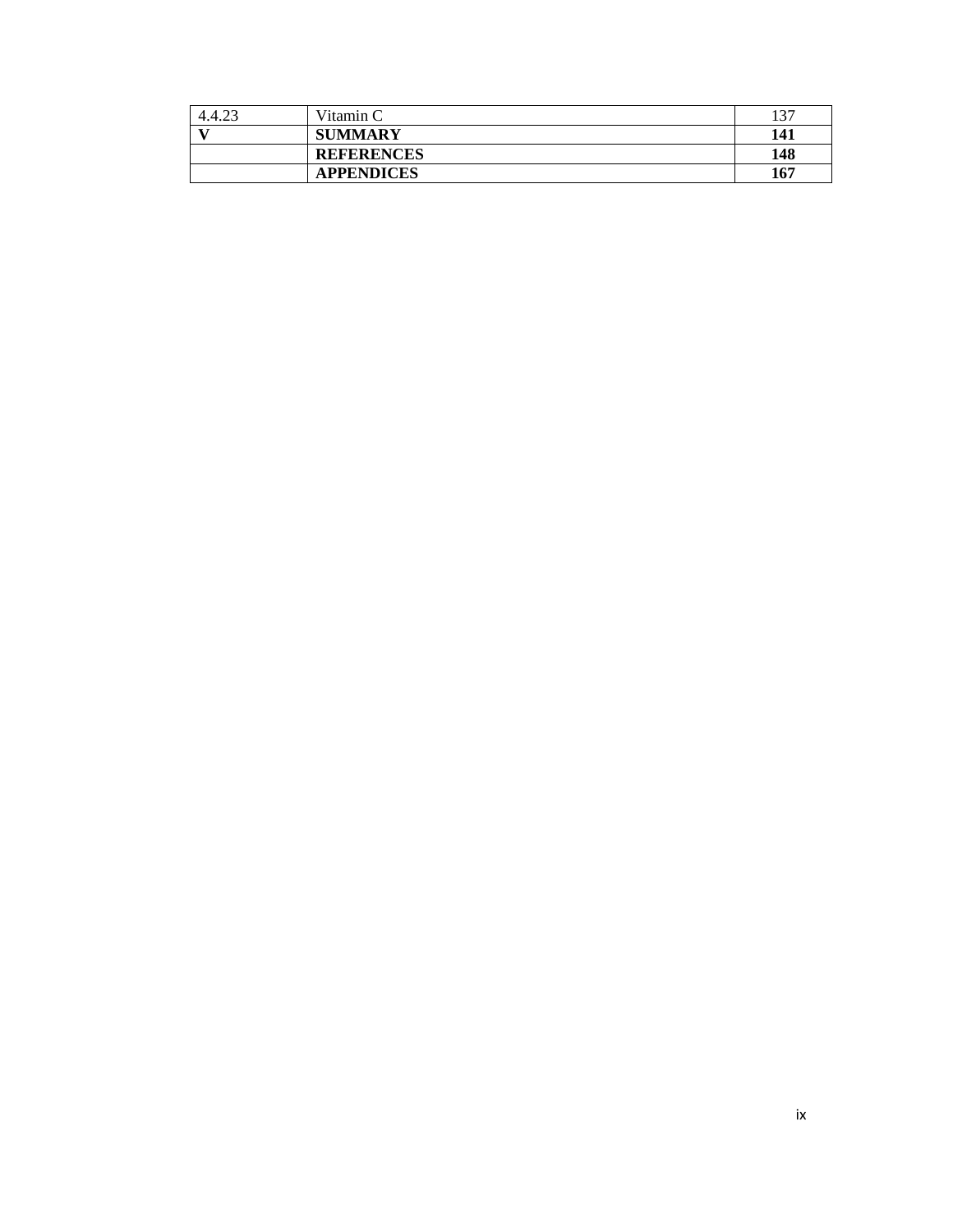| | | |
|---|---|---|
| 4.4.23 | Vitamin C | 137 |
| **V** | **SUMMARY** | **141** |
| | **REFERENCES** | **148** |
| | **APPENDICES** | **167** |